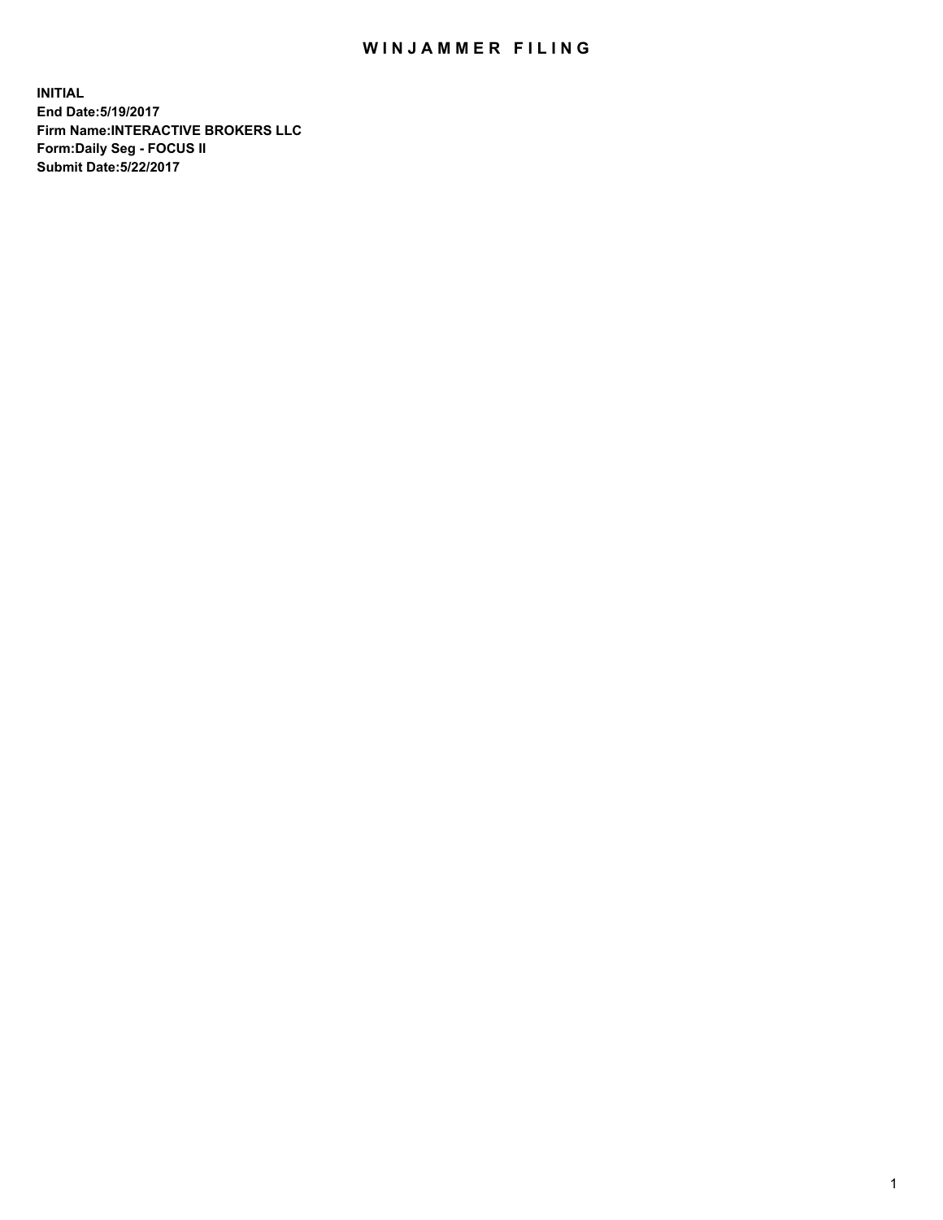# WINJAMMER FILING

**INITIAL**
**End Date:5/19/2017**
**Firm Name:INTERACTIVE BROKERS LLC**
**Form:Daily Seg - FOCUS II**
**Submit Date:5/22/2017**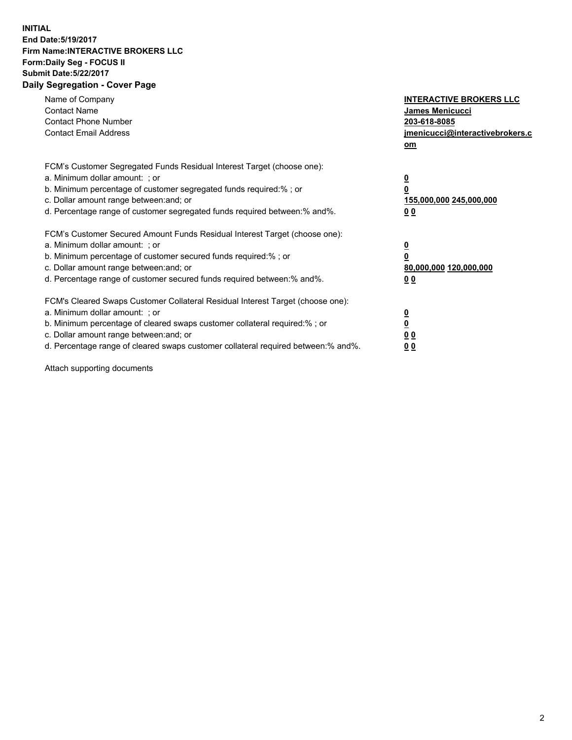**INITIAL**
**End Date:5/19/2017**
**Firm Name:INTERACTIVE BROKERS LLC**
**Form:Daily Seg - FOCUS II**
**Submit Date:5/22/2017**

## Daily Segregation - Cover Page

| | |
|---|---|
| Name of Company | **INTERACTIVE BROKERS LLC** |
| Contact Name | **James Menicucci** |
| Contact Phone Number | **203-618-8085** |
| Contact Email Address | **jmenicucci@interactivebrokers.com** |

| | |
|---|---|
| FCM's Customer Segregated Funds Residual Interest Target (choose one): | |
| a. Minimum dollar amount: ; or | **0** |
| b. Minimum percentage of customer segregated funds required:% ; or | **0** |
| c. Dollar amount range between:and; or | **155,000,000 245,000,000** |
| d. Percentage range of customer segregated funds required between:% and%. | **0 0** |

| | |
|---|---|
| FCM's Customer Secured Amount Funds Residual Interest Target (choose one): | |
| a. Minimum dollar amount: ; or | **0** |
| b. Minimum percentage of customer secured funds required:% ; or | **0** |
| c. Dollar amount range between:and; or | **80,000,000 120,000,000** |
| d. Percentage range of customer secured funds required between:% and%. | **0 0** |

| | |
|---|---|
| FCM's Cleared Swaps Customer Collateral Residual Interest Target (choose one): | |
| a. Minimum dollar amount: ; or | **0** |
| b. Minimum percentage of cleared swaps customer collateral required:% ; or | **0** |
| c. Dollar amount range between:and; or | **0 0** |
| d. Percentage range of cleared swaps customer collateral required between:% and%. | **0 0** |

Attach supporting documents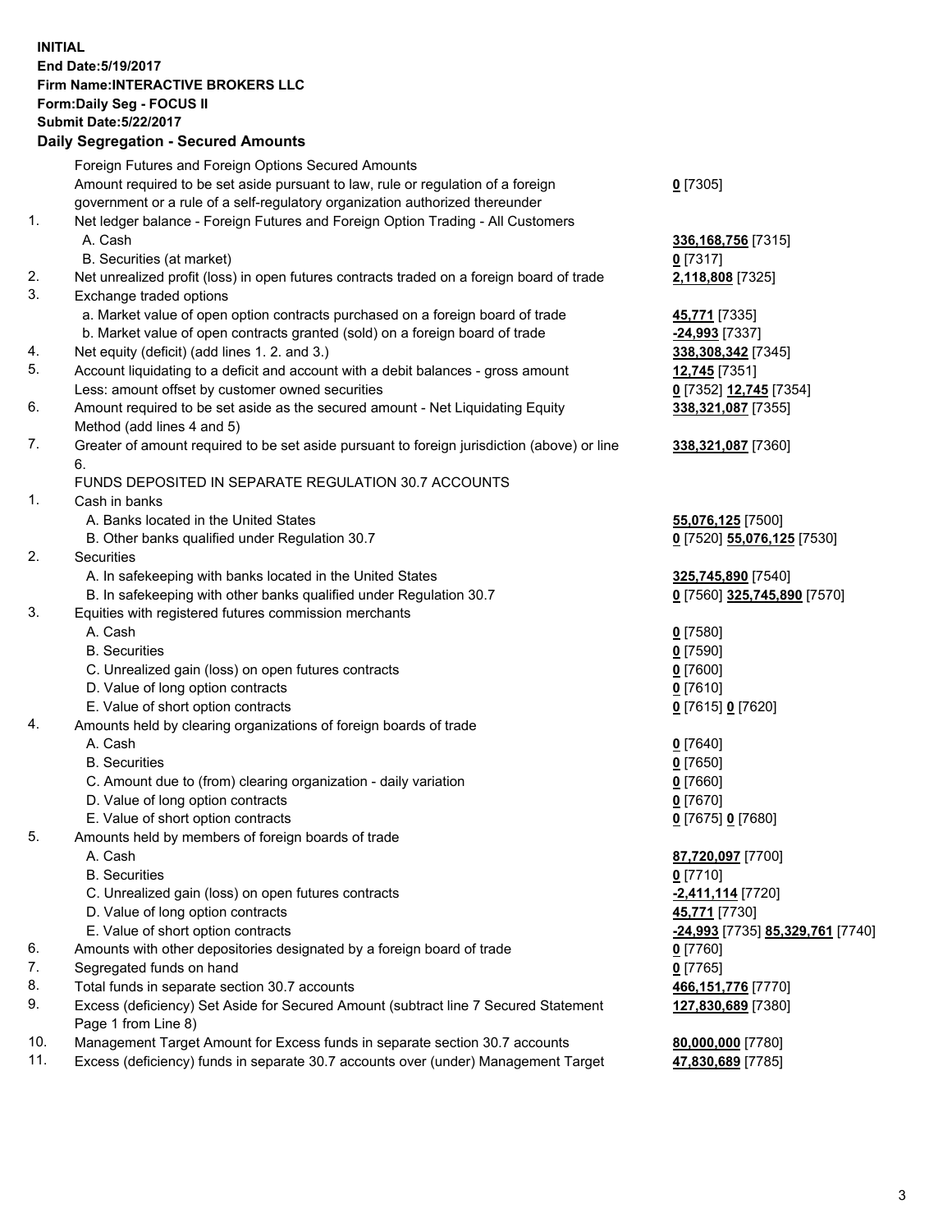**INITIAL**
**End Date:5/19/2017**
**Firm Name:INTERACTIVE BROKERS LLC**
**Form:Daily Seg - FOCUS II**
**Submit Date:5/22/2017**

## Daily Segregation - Secured Amounts

| | | |
|---|---|---|
| | Foreign Futures and Foreign Options Secured Amounts | |
| | Amount required to be set aside pursuant to law, rule or regulation of a foreign government or a rule of a self-regulatory organization authorized thereunder | **0** [7305] |
| 1. | Net ledger balance - Foreign Futures and Foreign Option Trading - All Customers | |
| | A. Cash | **336,168,756** [7315] |
| | B. Securities (at market) | **0** [7317] |
| 2. | Net unrealized profit (loss) in open futures contracts traded on a foreign board of trade | **2,118,808** [7325] |
| 3. | Exchange traded options | |
| | a. Market value of open option contracts purchased on a foreign board of trade | **45,771** [7335] |
| | b. Market value of open contracts granted (sold) on a foreign board of trade | **-24,993** [7337] |
| 4. | Net equity (deficit) (add lines 1. 2. and 3.) | **338,308,342** [7345] |
| 5. | Account liquidating to a deficit and account with a debit balances - gross amount | **12,745** [7351] |
| | Less: amount offset by customer owned securities | **0** [7352] **12,745** [7354] |
| 6. | Amount required to be set aside as the secured amount - Net Liquidating Equity Method (add lines 4 and 5) | **338,321,087** [7355] |
| 7. | Greater of amount required to be set aside pursuant to foreign jurisdiction (above) or line 6. | **338,321,087** [7360] |
| | FUNDS DEPOSITED IN SEPARATE REGULATION 30.7 ACCOUNTS | |
| 1. | Cash in banks | |
| | A. Banks located in the United States | **55,076,125** [7500] |
| | B. Other banks qualified under Regulation 30.7 | **0** [7520] **55,076,125** [7530] |
| 2. | Securities | |
| | A. In safekeeping with banks located in the United States | **325,745,890** [7540] |
| | B. In safekeeping with other banks qualified under Regulation 30.7 | **0** [7560] **325,745,890** [7570] |
| 3. | Equities with registered futures commission merchants | |
| | A. Cash | **0** [7580] |
| | B. Securities | **0** [7590] |
| | C. Unrealized gain (loss) on open futures contracts | **0** [7600] |
| | D. Value of long option contracts | **0** [7610] |
| | E. Value of short option contracts | **0** [7615] **0** [7620] |
| 4. | Amounts held by clearing organizations of foreign boards of trade | |
| | A. Cash | **0** [7640] |
| | B. Securities | **0** [7650] |
| | C. Amount due to (from) clearing organization - daily variation | **0** [7660] |
| | D. Value of long option contracts | **0** [7670] |
| | E. Value of short option contracts | **0** [7675] **0** [7680] |
| 5. | Amounts held by members of foreign boards of trade | |
| | A. Cash | **87,720,097** [7700] |
| | B. Securities | **0** [7710] |
| | C. Unrealized gain (loss) on open futures contracts | **-2,411,114** [7720] |
| | D. Value of long option contracts | **45,771** [7730] |
| | E. Value of short option contracts | **-24,993** [7735] **85,329,761** [7740] |
| 6. | Amounts with other depositories designated by a foreign board of trade | **0** [7760] |
| 7. | Segregated funds on hand | **0** [7765] |
| 8. | Total funds in separate section 30.7 accounts | **466,151,776** [7770] |
| 9. | Excess (deficiency) Set Aside for Secured Amount (subtract line 7 Secured Statement Page 1 from Line 8) | **127,830,689** [7380] |
| 10. | Management Target Amount for Excess funds in separate section 30.7 accounts | **80,000,000** [7780] |
| 11. | Excess (deficiency) funds in separate 30.7 accounts over (under) Management Target | **47,830,689** [7785] |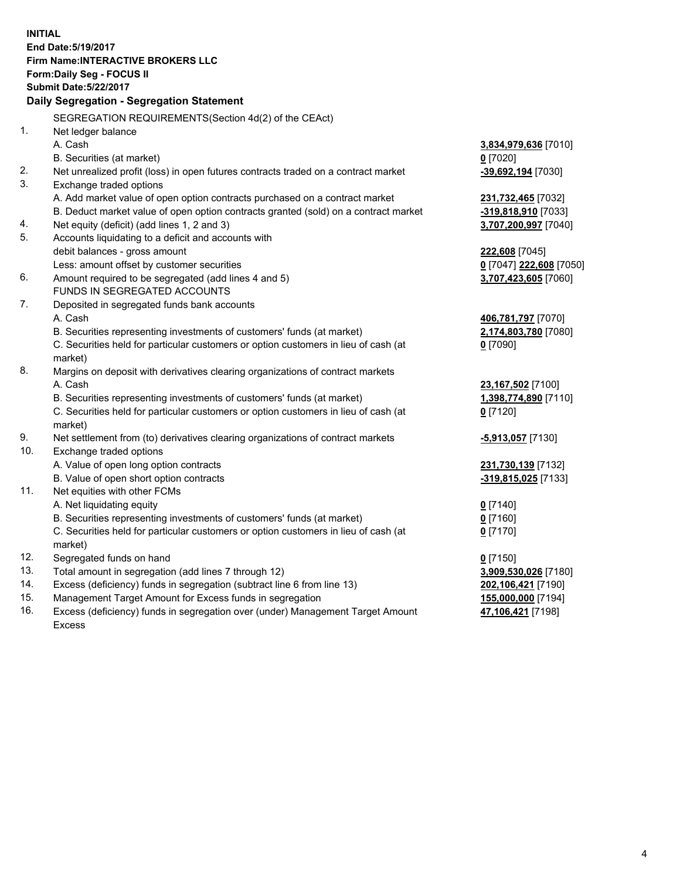**INITIAL**
**End Date:5/19/2017**
**Firm Name:INTERACTIVE BROKERS LLC**
**Form:Daily Seg - FOCUS II**
**Submit Date:5/22/2017**

### Daily Segregation - Segregation Statement

| | | |
|---|---|---|
| | SEGREGATION REQUIREMENTS(Section 4d(2) of the CEAct) | |
| 1. | Net ledger balance | |
| | A. Cash | **3,834,979,636** [7010] |
| | B. Securities (at market) | **0** [7020] |
| 2. | Net unrealized profit (loss) in open futures contracts traded on a contract market | **-39,692,194** [7030] |
| 3. | Exchange traded options | |
| | A. Add market value of open option contracts purchased on a contract market | **231,732,465** [7032] |
| | B. Deduct market value of open option contracts granted (sold) on a contract market | **-319,818,910** [7033] |
| 4. | Net equity (deficit) (add lines 1, 2 and 3) | **3,707,200,997** [7040] |
| 5. | Accounts liquidating to a deficit and accounts with | |
| | debit balances - gross amount | **222,608** [7045] |
| | Less: amount offset by customer securities | **0** [7047] **222,608** [7050] |
| 6. | Amount required to be segregated (add lines 4 and 5) | **3,707,423,605** [7060] |
| | FUNDS IN SEGREGATED ACCOUNTS | |
| 7. | Deposited in segregated funds bank accounts | |
| | A. Cash | **406,781,797** [7070] |
| | B. Securities representing investments of customers' funds (at market) | **2,174,803,780** [7080] |
| | C. Securities held for particular customers or option customers in lieu of cash (at market) | **0** [7090] |
| 8. | Margins on deposit with derivatives clearing organizations of contract markets | |
| | A. Cash | **23,167,502** [7100] |
| | B. Securities representing investments of customers' funds (at market) | **1,398,774,890** [7110] |
| | C. Securities held for particular customers or option customers in lieu of cash (at market) | **0** [7120] |
| 9. | Net settlement from (to) derivatives clearing organizations of contract markets | **-5,913,057** [7130] |
| 10. | Exchange traded options | |
| | A. Value of open long option contracts | **231,730,139** [7132] |
| | B. Value of open short option contracts | **-319,815,025** [7133] |
| 11. | Net equities with other FCMs | |
| | A. Net liquidating equity | **0** [7140] |
| | B. Securities representing investments of customers' funds (at market) | **0** [7160] |
| | C. Securities held for particular customers or option customers in lieu of cash (at market) | **0** [7170] |
| 12. | Segregated funds on hand | **0** [7150] |
| 13. | Total amount in segregation (add lines 7 through 12) | **3,909,530,026** [7180] |
| 14. | Excess (deficiency) funds in segregation (subtract line 6 from line 13) | **202,106,421** [7190] |
| 15. | Management Target Amount for Excess funds in segregation | **155,000,000** [7194] |
| 16. | Excess (deficiency) funds in segregation over (under) Management Target Amount Excess | **47,106,421** [7198] |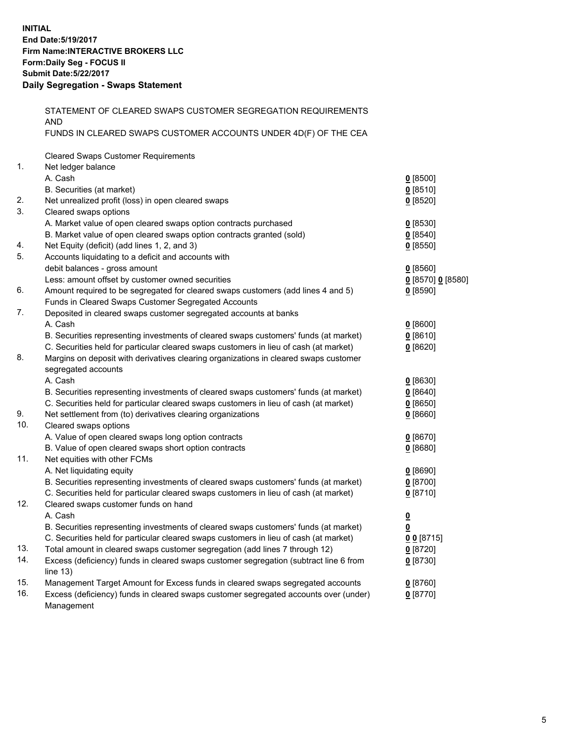**INITIAL**
**End Date:5/19/2017**
**Firm Name:INTERACTIVE BROKERS LLC**
**Form:Daily Seg - FOCUS II**
**Submit Date:5/22/2017**
**Daily Segregation - Swaps Statement**

STATEMENT OF CLEARED SWAPS CUSTOMER SEGREGATION REQUIREMENTS AND FUNDS IN CLEARED SWAPS CUSTOMER ACCOUNTS UNDER 4D(F) OF THE CEA

| | | |
|---|---|---|
| | Cleared Swaps Customer Requirements | |
| 1. | Net ledger balance | |
| | A. Cash | 0 [8500] |
| | B. Securities (at market) | 0 [8510] |
| 2. | Net unrealized profit (loss) in open cleared swaps | 0 [8520] |
| 3. | Cleared swaps options | |
| | A. Market value of open cleared swaps option contracts purchased | 0 [8530] |
| | B. Market value of open cleared swaps option contracts granted (sold) | 0 [8540] |
| 4. | Net Equity (deficit) (add lines 1, 2, and 3) | 0 [8550] |
| 5. | Accounts liquidating to a deficit and accounts with debit balances - gross amount | 0 [8560] |
| | Less: amount offset by customer owned securities | 0 [8570] 0 [8580] |
| 6. | Amount required to be segregated for cleared swaps customers (add lines 4 and 5) | 0 [8590] |
| | Funds in Cleared Swaps Customer Segregated Accounts | |
| 7. | Deposited in cleared swaps customer segregated accounts at banks | |
| | A. Cash | 0 [8600] |
| | B. Securities representing investments of cleared swaps customers' funds (at market) | 0 [8610] |
| | C. Securities held for particular cleared swaps customers in lieu of cash (at market) | 0 [8620] |
| 8. | Margins on deposit with derivatives clearing organizations in cleared swaps customer segregated accounts | |
| | A. Cash | 0 [8630] |
| | B. Securities representing investments of cleared swaps customers' funds (at market) | 0 [8640] |
| | C. Securities held for particular cleared swaps customers in lieu of cash (at market) | 0 [8650] |
| 9. | Net settlement from (to) derivatives clearing organizations | 0 [8660] |
| 10. | Cleared swaps options | |
| | A. Value of open cleared swaps long option contracts | 0 [8670] |
| | B. Value of open cleared swaps short option contracts | 0 [8680] |
| 11. | Net equities with other FCMs | |
| | A. Net liquidating equity | 0 [8690] |
| | B. Securities representing investments of cleared swaps customers' funds (at market) | 0 [8700] |
| | C. Securities held for particular cleared swaps customers in lieu of cash (at market) | 0 [8710] |
| 12. | Cleared swaps customer funds on hand | |
| | A. Cash | 0 |
| | B. Securities representing investments of cleared swaps customers' funds (at market) | 0 |
| | C. Securities held for particular cleared swaps customers in lieu of cash (at market) | 0 0 [8715] |
| 13. | Total amount in cleared swaps customer segregation (add lines 7 through 12) | 0 [8720] |
| 14. | Excess (deficiency) funds in cleared swaps customer segregation (subtract line 6 from line 13) | 0 [8730] |
| 15. | Management Target Amount for Excess funds in cleared swaps segregated accounts | 0 [8760] |
| 16. | Excess (deficiency) funds in cleared swaps customer segregated accounts over (under) Management | 0 [8770] |